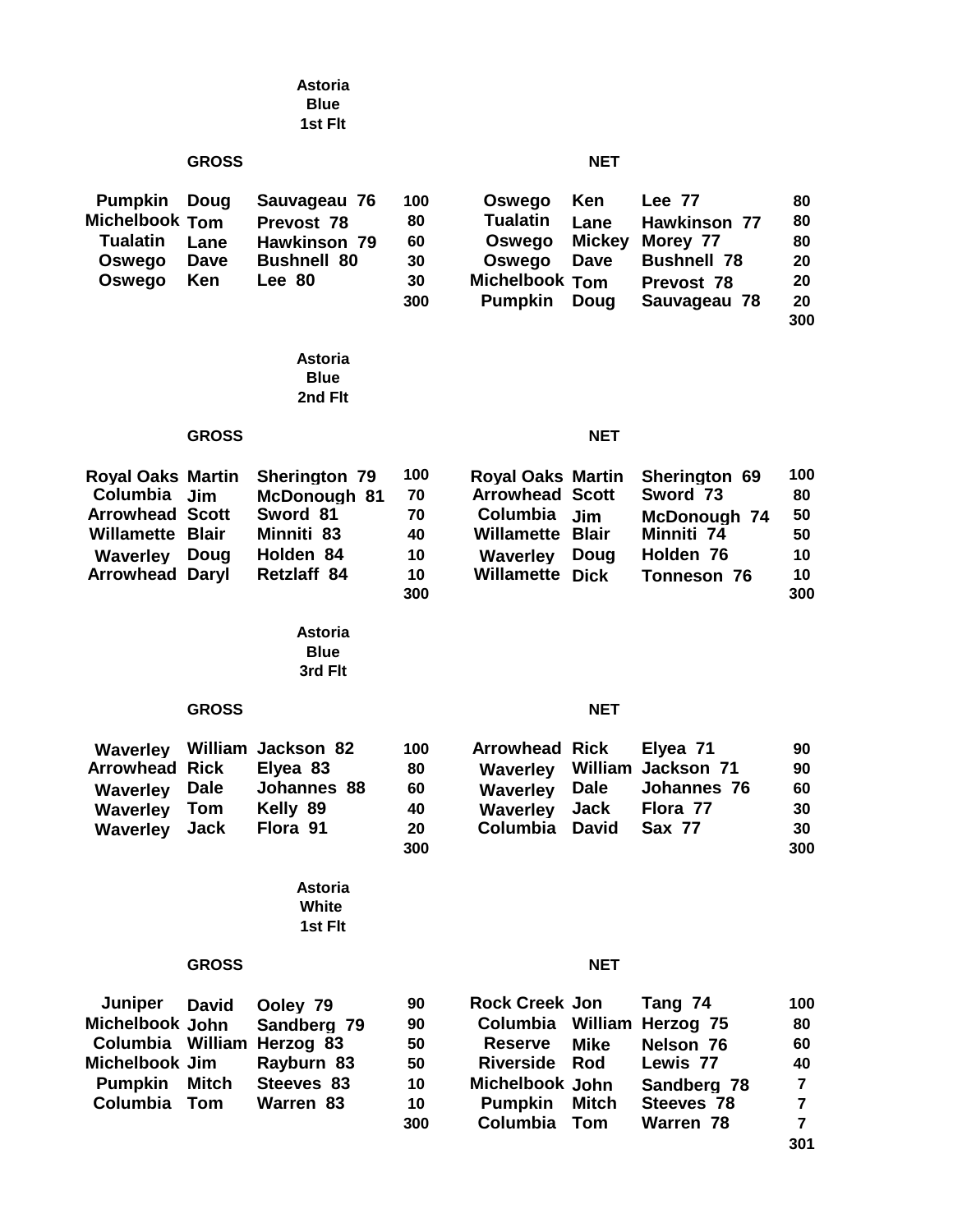### Astoria Blue 1st Flt

| GROSS | | | | NET | | | |
|---|---|---|---|---|---|---|---|
| Pumpkin | Doug | Sauvageau 76 | 100 | Oswego | Ken | Lee 77 | 80 |
| Michelbook | Tom | Prevost 78 | 80 | Tualatin | Lane | Hawkinson 77 | 80 |
| Tualatin | Lane | Hawkinson 79 | 60 | Oswego | Mickey | Morey 77 | 80 |
| Oswego | Dave | Bushnell 80 | 30 | Oswego | Dave | Bushnell 78 | 20 |
| Oswego | Ken | Lee 80 | 30 | Michelbook | Tom | Prevost 78 | 20 |
| | | | 300 | Pumpkin | Doug | Sauvageau 78 | 20 |
| | | | | | | | 300 |

### Astoria Blue 2nd Flt

| GROSS | | | | NET | | | |
|---|---|---|---|---|---|---|---|
| Royal Oaks | Martin | Sherington 79 | 100 | Royal Oaks | Martin | Sherington 69 | 100 |
| Columbia | Jim | McDonough 81 | 70 | Arrowhead | Scott | Sword 73 | 80 |
| Arrowhead | Scott | Sword 81 | 70 | Columbia | Jim | McDonough 74 | 50 |
| Willamette | Blair | Minniti 83 | 40 | Willamette | Blair | Minniti 74 | 50 |
| Waverley | Doug | Holden 84 | 10 | Waverley | Doug | Holden 76 | 10 |
| Arrowhead | Daryl | Retzlaff 84 | 10 | Willamette | Dick | Tonneson 76 | 10 |
| | | | 300 | | | | 300 |

### Astoria Blue 3rd Flt

| GROSS | | | | NET | | | |
|---|---|---|---|---|---|---|---|
| Waverley | William | Jackson 82 | 100 | Arrowhead | Rick | Elyea 71 | 90 |
| Arrowhead | Rick | Elyea 83 | 80 | Waverley | William | Jackson 71 | 90 |
| Waverley | Dale | Johannes 88 | 60 | Waverley | Dale | Johannes 76 | 60 |
| Waverley | Tom | Kelly 89 | 40 | Waverley | Jack | Flora 77 | 30 |
| Waverley | Jack | Flora 91 | 20 | Columbia | David | Sax 77 | 30 |
| | | | 300 | | | | 300 |

### Astoria White 1st Flt

| GROSS | | | | NET | | | |
|---|---|---|---|---|---|---|---|
| Juniper | David | Ooley 79 | 90 | Rock Creek | Jon | Tang 74 | 100 |
| Michelbook | John | Sandberg 79 | 90 | Columbia | William | Herzog 75 | 80 |
| Columbia | William | Herzog 83 | 50 | Reserve | Mike | Nelson 76 | 60 |
| Michelbook | Jim | Rayburn 83 | 50 | Riverside | Rod | Lewis 77 | 40 |
| Pumpkin | Mitch | Steeves 83 | 10 | Michelbook | John | Sandberg 78 | 7 |
| Columbia | Tom | Warren 83 | 10 | Pumpkin | Mitch | Steeves 78 | 7 |
| | | | 300 | Columbia | Tom | Warren 78 | 7 |
| | | | | | | | 301 |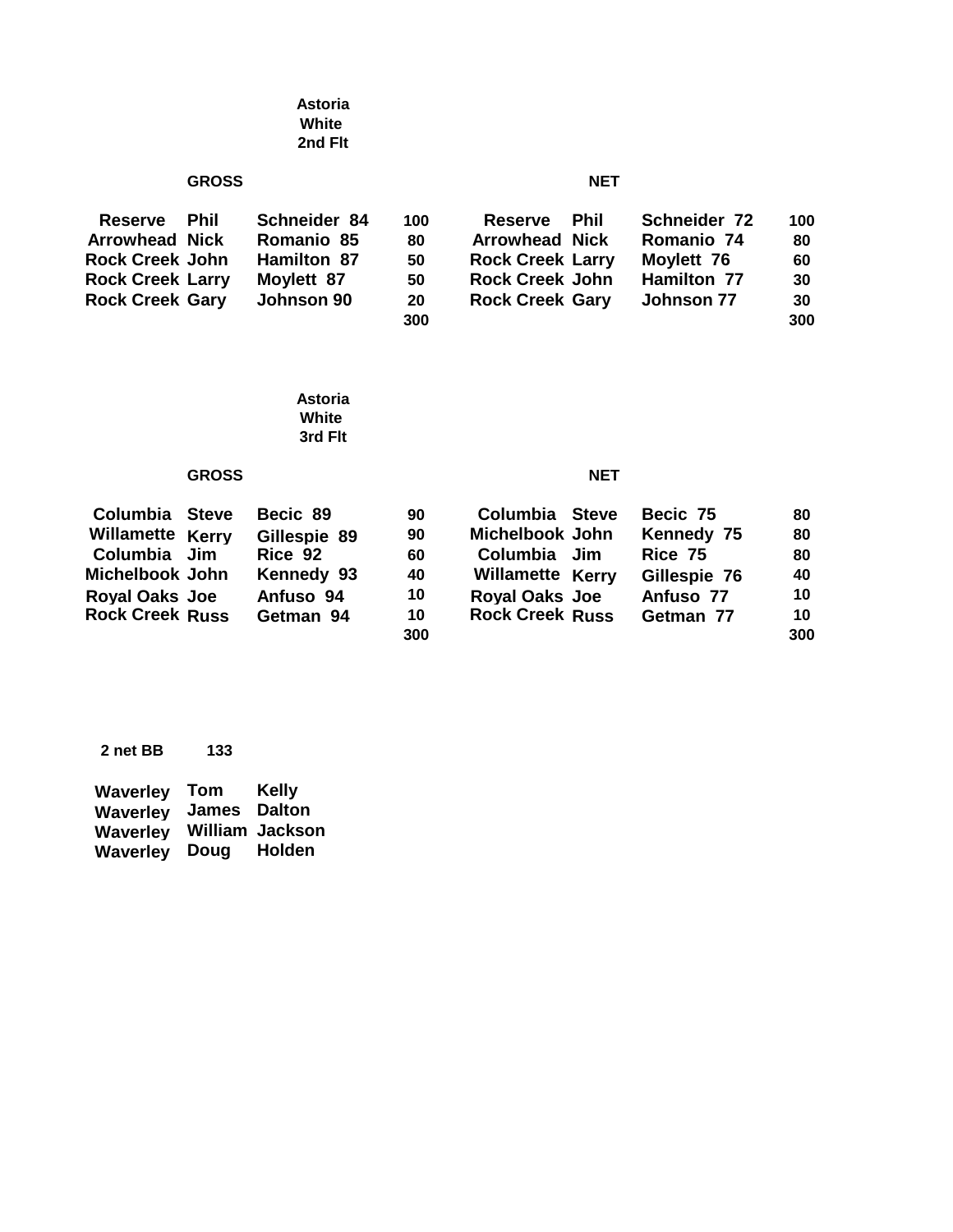**Astoria**
**White**
**2nd Flt**

| GROSS | | | | | NET | | | |
|---|---|---|---|---|---|---|---|---|
| Reserve | Phil | Schneider 84 | 100 | | Reserve | Phil | Schneider 72 | 100 |
| Arrowhead | Nick | Romanio 85 | 80 | | Arrowhead | Nick | Romanio 74 | 80 |
| Rock Creek | John | Hamilton 87 | 50 | | Rock Creek | Larry | Moylett 76 | 60 |
| Rock Creek | Larry | Moylett 87 | 50 | | Rock Creek | John | Hamilton 77 | 30 |
| Rock Creek | Gary | Johnson 90 | 20 | | Rock Creek | Gary | Johnson 77 | 30 |
| | | | 300 | | | | | 300 |

**Astoria**
**White**
**3rd Flt**

| GROSS | | | | | NET | | | |
|---|---|---|---|---|---|---|---|---|
| Columbia | Steve | Becic 89 | 90 | | Columbia | Steve | Becic 75 | 80 |
| Willamette | Kerry | Gillespie 89 | 90 | | Michelbook | John | Kennedy 75 | 80 |
| Columbia | Jim | Rice 92 | 60 | | Columbia | Jim | Rice 75 | 80 |
| Michelbook | John | Kennedy 93 | 40 | | Willamette | Kerry | Gillespie 76 | 40 |
| Royal Oaks | Joe | Anfuso 94 | 10 | | Royal Oaks | Joe | Anfuso 77 | 10 |
| Rock Creek | Russ | Getman 94 | 10 | | Rock Creek | Russ | Getman 77 | 10 |
| | | | 300 | | | | | 300 |

**2 net BB** **133**

| | | |
|---|---|---|
| Waverley | Tom | Kelly |
| Waverley | James | Dalton |
| Waverley | William | Jackson |
| Waverley | Doug | Holden |